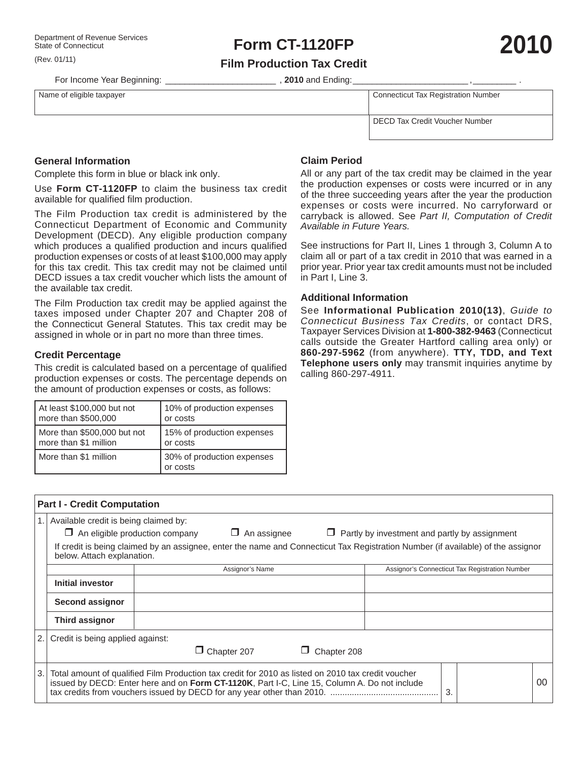Department of Revenue Services
State of Connecticut
(Rev. 01/11)

# Form CT-1120FP 2010

## Film Production Tax Credit

For Income Year Beginning: ______________________ , **2010** and Ending: _______________________ , ________ .

| Name of eligible taxpayer | Connecticut Tax Registration Number |
|---|---|
| | DECD Tax Credit Voucher Number |

### General Information

Complete this form in blue or black ink only.

Use **Form CT-1120FP** to claim the business tax credit available for qualified film production.

The Film Production tax credit is administered by the Connecticut Department of Economic and Community Development (DECD). Any eligible production company which produces a qualified production and incurs qualified production expenses or costs of at least $100,000 may apply for this tax credit. This tax credit may not be claimed until DECD issues a tax credit voucher which lists the amount of the available tax credit.

The Film Production tax credit may be applied against the taxes imposed under Chapter 207 and Chapter 208 of the Connecticut General Statutes. This tax credit may be assigned in whole or in part no more than three times.

### Credit Percentage

This credit is calculated based on a percentage of qualified production expenses or costs. The percentage depends on the amount of production expenses or costs, as follows:

| Production expenses or costs | Credit |
|---|---|
| At least $100,000 but not more than $500,000 | 10% of production expenses or costs |
| More than $500,000 but not more than $1 million | 15% of production expenses or costs |
| More than $1 million | 30% of production expenses or costs |

### Claim Period

All or any part of the tax credit may be claimed in the year the production expenses or costs were incurred or in any of the three succeeding years after the year the production expenses or costs were incurred. No carryforward or carryback is allowed. See *Part II, Computation of Credit Available in Future Years.*

See instructions for Part II, Lines 1 through 3, Column A to claim all or part of a tax credit in 2010 that was earned in a prior year. Prior year tax credit amounts must not be included in Part I, Line 3.

### Additional Information

See **Informational Publication 2010(13)**, *Guide to Connecticut Business Tax Credits*, or contact DRS, Taxpayer Services Division at **1-800-382-9463** (Connecticut calls outside the Greater Hartford calling area only) or **860-297-5962** (from anywhere). **TTY, TDD, and Text Telephone users only** may transmit inquiries anytime by calling 860-297-4911.

### Part I - Credit Computation

1. Available credit is being claimed by:

   ☐ An eligible production company ☐ An assignee ☐ Partly by investment and partly by assignment

   If credit is being claimed by an assignee, enter the name and Connecticut Tax Registration Number (if available) of the assignor below. Attach explanation.

| | Assignor's Name | Assignor's Connecticut Tax Registration Number |
|---|---|---|
| **Initial investor** | | |
| **Second assignor** | | |
| **Third assignor** | | |

2. Credit is being applied against:

   ☐ Chapter 207 ☐ Chapter 208

3. Total amount of qualified Film Production tax credit for 2010 as listed on 2010 tax credit voucher issued by DECD: Enter here and on **Form CT-1120K**, Part I-C, Line 15, Column A. Do not include tax credits from vouchers issued by DECD for any year other than 2010. ............................................ 3. ________ 00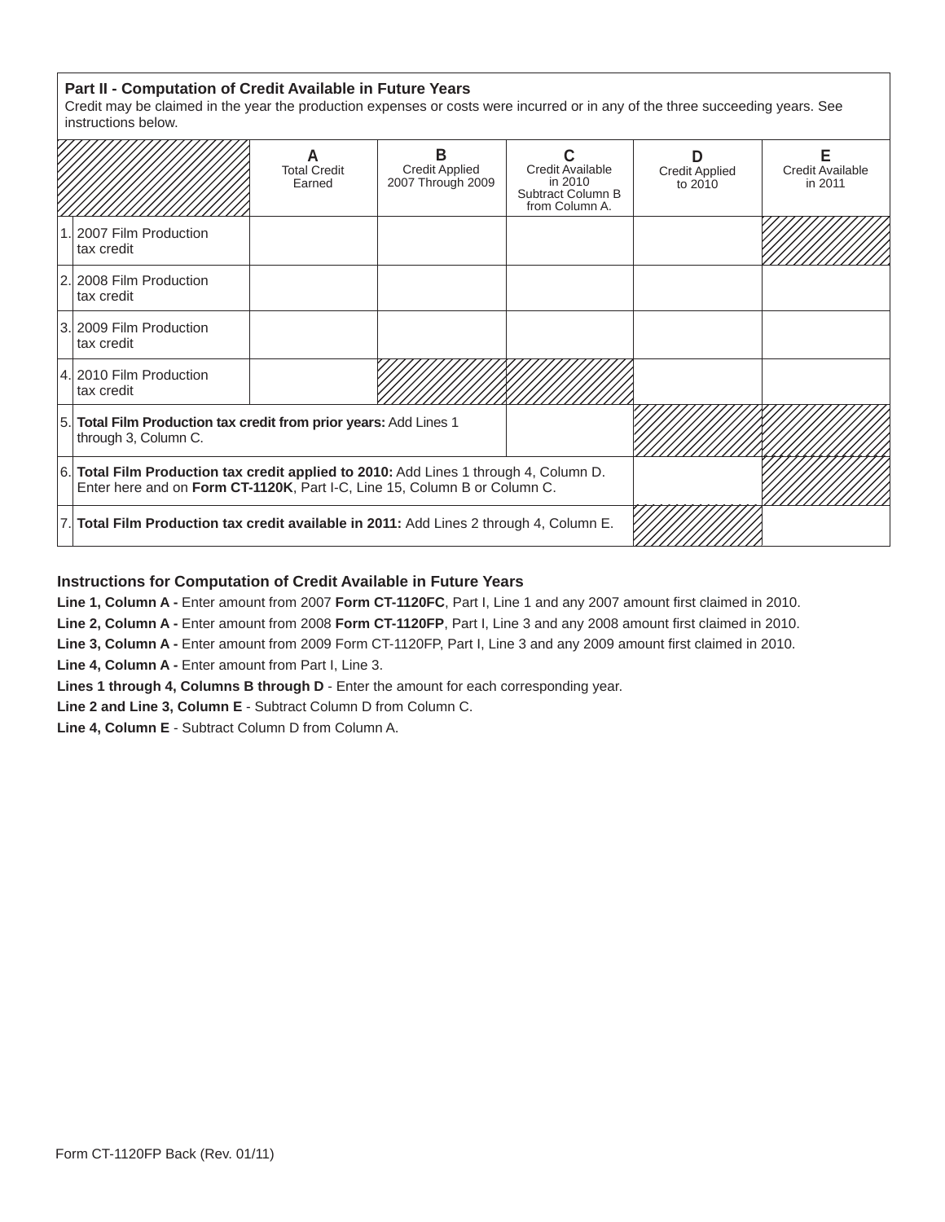## Part II - Computation of Credit Available in Future Years

Credit may be claimed in the year the production expenses or costs were incurred or in any of the three succeeding years. See instructions below.

| | | A<br>Total Credit Earned | B<br>Credit Applied 2007 Through 2009 | C<br>Credit Available in 2010<br>Subtract Column B from Column A. | D<br>Credit Applied to 2010 | E<br>Credit Available in 2011 |
|---|---|---|---|---|---|---|
| 1. | 2007 Film Production tax credit | | | | | |
| 2. | 2008 Film Production tax credit | | | | | |
| 3. | 2009 Film Production tax credit | | | | | |
| 4. | 2010 Film Production tax credit | | | | | |
| 5. | **Total Film Production tax credit from prior years:** Add Lines 1 through 3, Column C. | | | | | |
| 6. | **Total Film Production tax credit applied to 2010:** Add Lines 1 through 4, Column D. Enter here and on **Form CT-1120K**, Part I-C, Line 15, Column B or Column C. | | | | | |
| 7. | **Total Film Production tax credit available in 2011:** Add Lines 2 through 4, Column E. | | | | | |

### Instructions for Computation of Credit Available in Future Years

**Line 1, Column A -** Enter amount from 2007 **Form CT-1120FC**, Part I, Line 1 and any 2007 amount first claimed in 2010.

**Line 2, Column A -** Enter amount from 2008 **Form CT-1120FP**, Part I, Line 3 and any 2008 amount first claimed in 2010.

**Line 3, Column A -** Enter amount from 2009 Form CT-1120FP, Part I, Line 3 and any 2009 amount first claimed in 2010.

**Line 4, Column A -** Enter amount from Part I, Line 3.

**Lines 1 through 4, Columns B through D** - Enter the amount for each corresponding year.

**Line 2 and Line 3, Column E** - Subtract Column D from Column C.

**Line 4, Column E** - Subtract Column D from Column A.

Form CT-1120FP Back (Rev. 01/11)